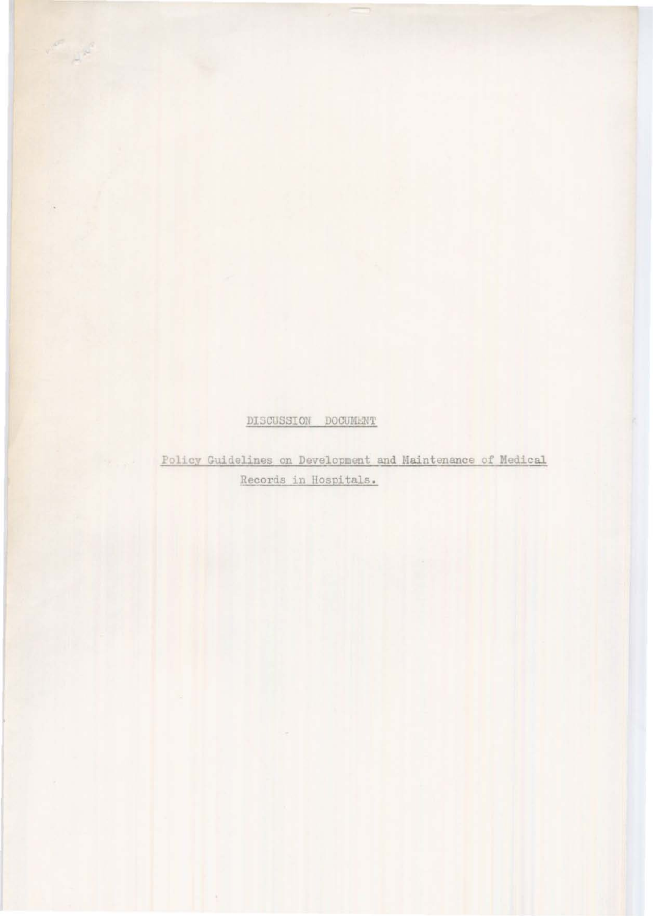DISCUSSION DOCUMENT

Policy Guidelines on Development and Maintenance of Medical Records in Hospitals.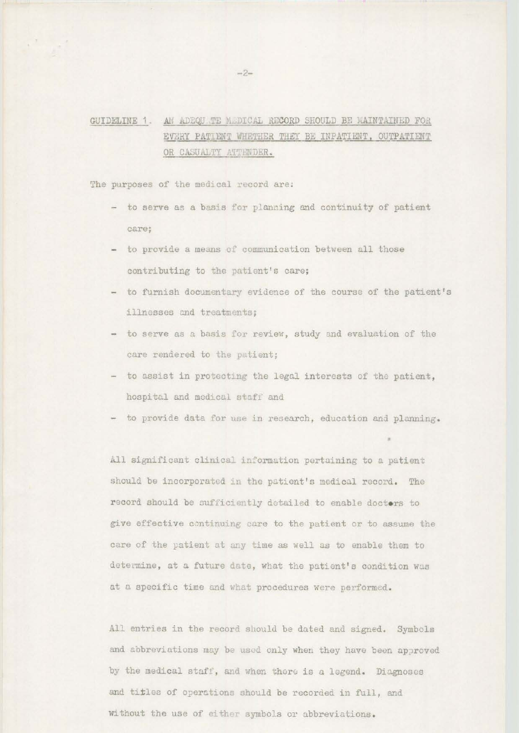## GUIDELINE 1. AN ADEQUATE MEDICAL RECORD SHOULD BE MAINTAINED FOR EVERY PATIENT WHETHER THEY BE INPATIENT, OUTPATIENT OR CASUALTY ATTENDER.

The purposes of the medical record are:

- to serve as a basis for planning and continuity of patient care;
- to provide a means of communication between all those contributing to the patient's care;
- to furnish documentary evidence of the course of the patient's illnesses and treatments;
- to serve as a basis for review, study and evaluation of the care rendered to the patient;
- to assist in protecting the legal interests of the patient, hospital and medical staff and
- to provide data for use in research, education and planning.

All significant clinical information pertaining to a patient should be incorporated in the patient's medical record. The record should be sufficiently detailed to enable doctors to give effective continuing care to the patient or to assume the care of the patient at any time as well as to enable them to determine, at a future date, what the patient's condition was at a specific time and what procedures were performed.

All entries in the record should be dated and signed. Symbols and abbreviations may be used only when they have been approved by the medical staff, and when there is a legend. Diagnoses and titles of operations should be recorded in full, and without the use of either symbols or abbreviations.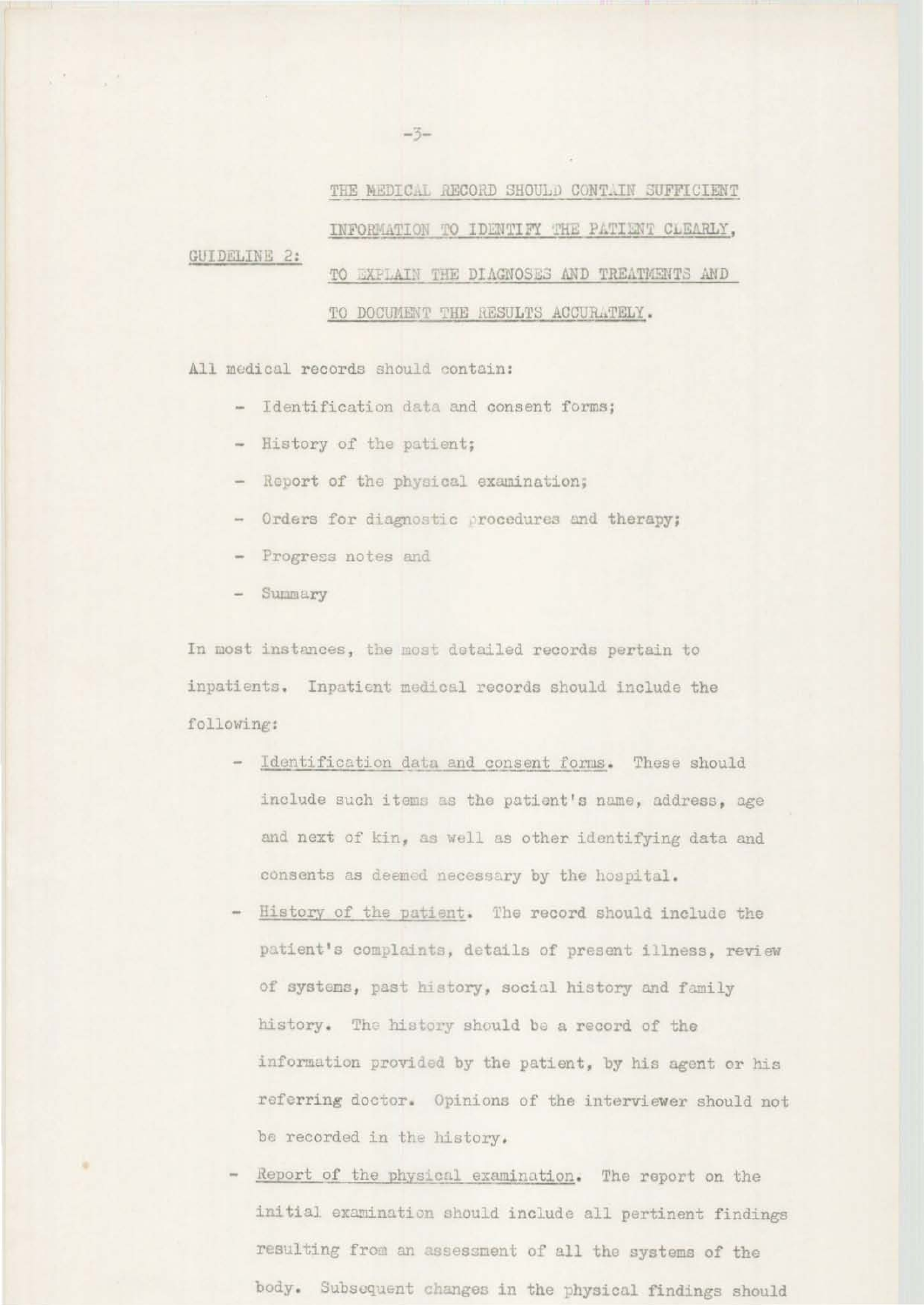**GUIDELINE 2:** <u>THE MEDICAL RECORD SHOULD CONTAIN SUFFICIENT INFORMATION TO IDENTIFY THE PATIENT CLEARLY, TO EXPLAIN THE DIAGNOSES AND TREATMENTS AND TO DOCUMENT THE RESULTS ACCURATELY.</u>

All medical records should contain:

- Identification data and consent forms;
- History of the patient;
- Report of the physical examination;
- Orders for diagnostic procedures and therapy;
- Progress notes and
- Summary

In most instances, the most detailed records pertain to inpatients. Inpatient medical records should include the following:

- <u>Identification data and consent forms</u>. These should include such items as the patient's name, address, age and next of kin, as well as other identifying data and consents as deemed necessary by the hospital.
- <u>History of the patient</u>. The record should include the patient's complaints, details of present illness, review of systems, past history, social history and family history. The history should be a record of the information provided by the patient, by his agent or his referring doctor. Opinions of the interviewer should not be recorded in the history.
- <u>Report of the physical examination</u>. The report on the initial examination should include all pertinent findings resulting from an assessment of all the systems of the body. Subsequent changes in the physical findings should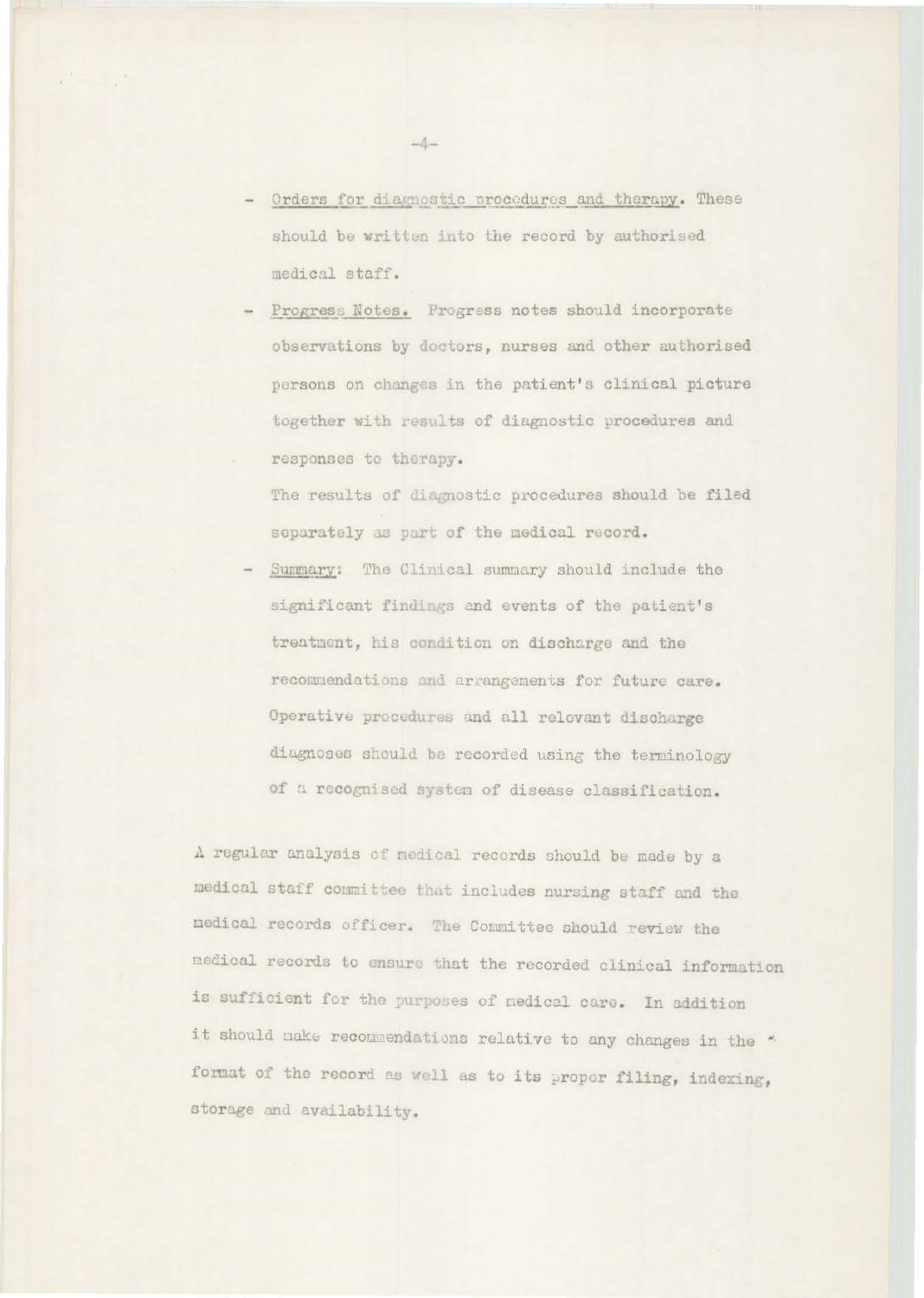- Orders for diagnostic procedures and therapy. These should be written into the record by authorised medical staff.

- Progress Notes. Progress notes should incorporate observations by doctors, nurses and other authorised persons on changes in the patient's clinical picture together with results of diagnostic procedures and responses to therapy.

  The results of diagnostic procedures should be filed separately as part of the medical record.

- Summary: The Clinical summary should include the significant findings and events of the patient's treatment, his condition on discharge and the recommendations and arrangements for future care. Operative procedures and all relevant discharge diagnoses should be recorded using the terminology of a recognised system of disease classification.

A regular analysis of medical records should be made by a medical staff committee that includes nursing staff and the medical records officer. The Committee should review the medical records to ensure that the recorded clinical information is sufficient for the purposes of medical care. In addition it should make recommendations relative to any changes in the format of the record as well as to its proper filing, indexing, storage and availability.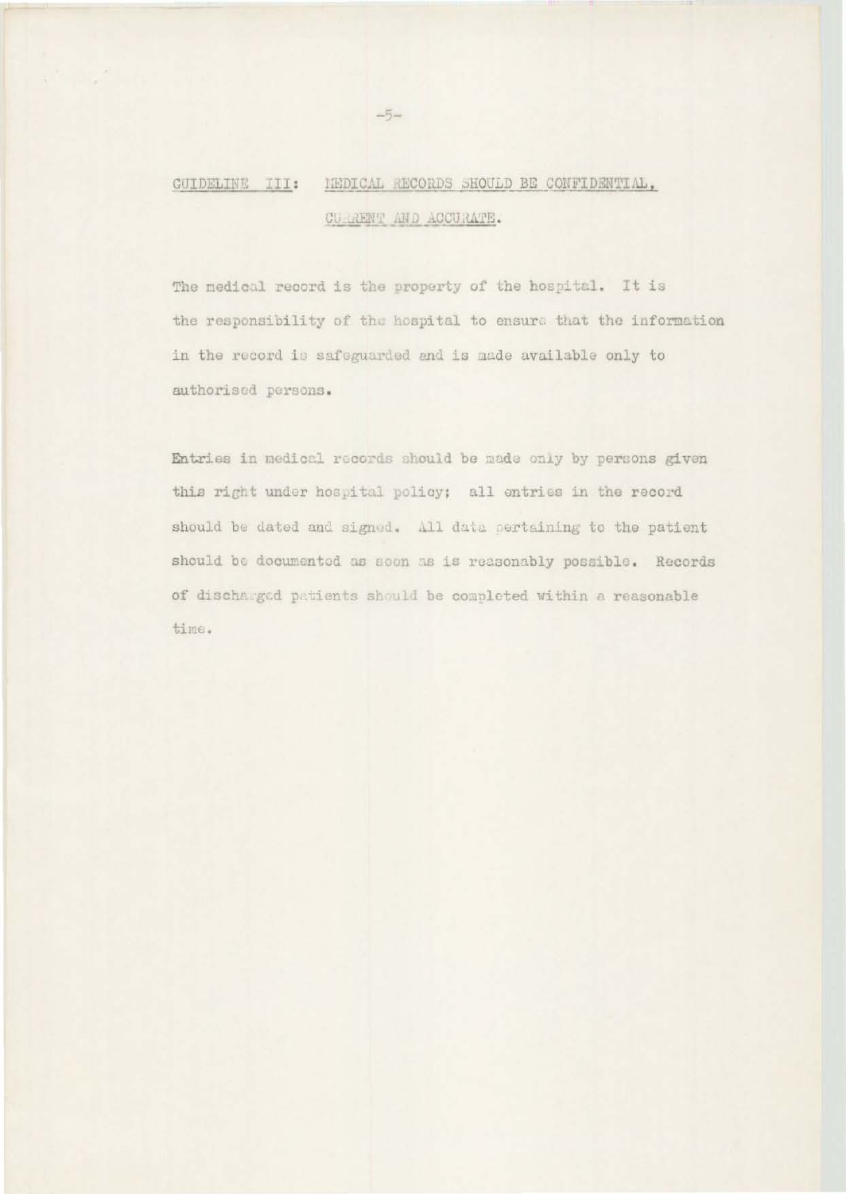## GUIDELINE III: MEDICAL RECORDS SHOULD BE CONFIDENTIAL, CURRENT AND ACCURATE.

The medical record is the property of the hospital. It is the responsibility of the hospital to ensure that the information in the record is safeguarded and is made available only to authorised persons.

Entries in medical records should be made only by persons given this right under hospital policy; all entries in the record should be dated and signed. All data pertaining to the patient should be documented as soon as is reasonably possible. Records of discharged patients should be completed within a reasonable time.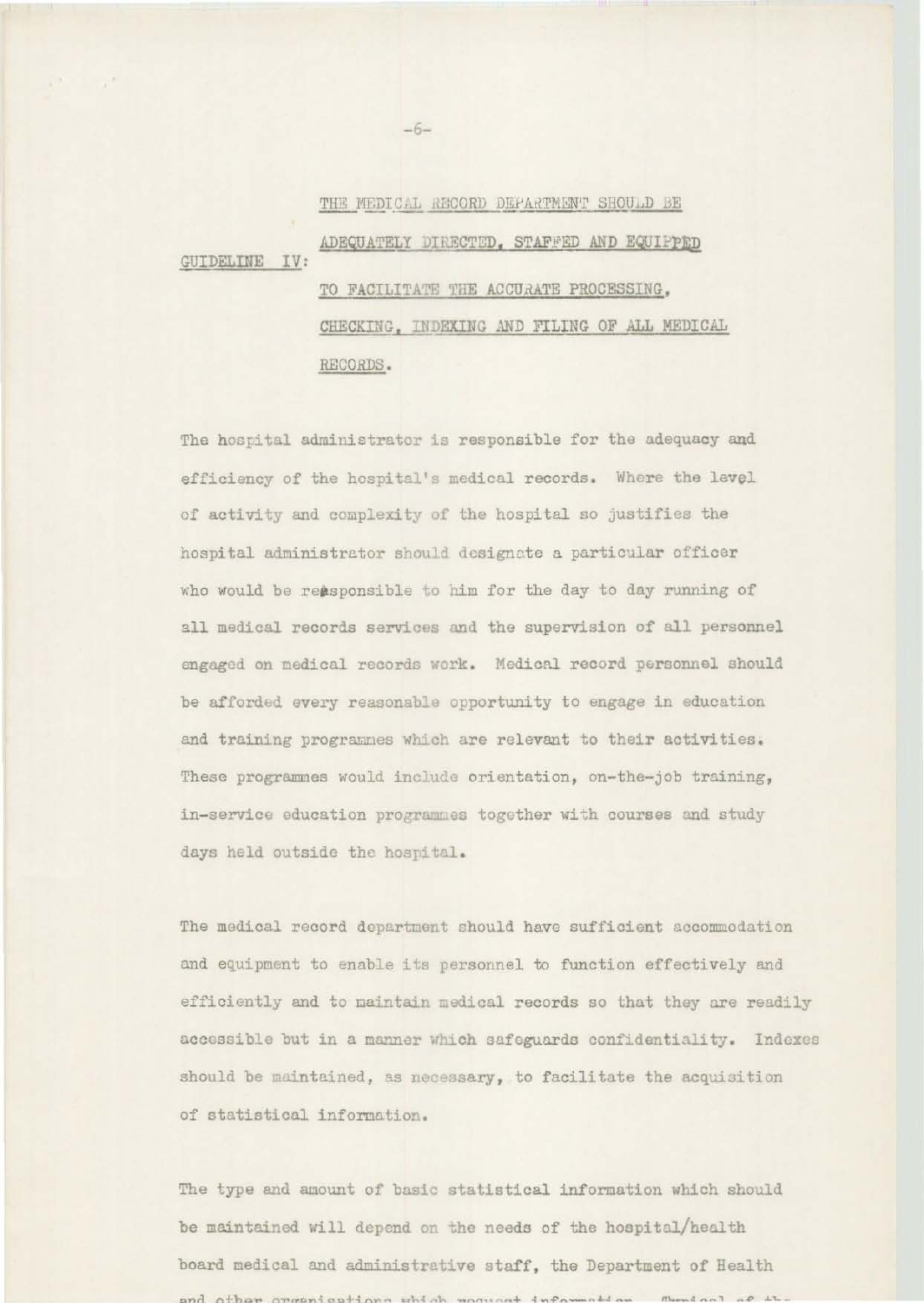**GUIDELINE IV:** **THE MEDICAL RECORD DEPARTMENT SHOULD BE ADEQUATELY DIRECTED, STAFFED AND EQUIPPED TO FACILITATE THE ACCURATE PROCESSING, CHECKING, INDEXING AND FILING OF ALL MEDICAL RECORDS.**

The hospital administrator is responsible for the adequacy and efficiency of the hospital's medical records. Where the level of activity and complexity of the hospital so justifies the hospital administrator should designate a particular officer who would be responsible to him for the day to day running of all medical records services and the supervision of all personnel engaged on medical records work. Medical record personnel should be afforded every reasonable opportunity to engage in education and training programmes which are relevant to their activities. These programmes would include orientation, on-the-job training, in-service education programmes together with courses and study days held outside the hospital.

The medical record department should have sufficient accommodation and equipment to enable its personnel to function effectively and efficiently and to maintain medical records so that they are readily accessible but in a manner which safeguards confidentiality. Indexes should be maintained, as necessary, to facilitate the acquisition of statistical information.

The type and amount of basic statistical information which should be maintained will depend on the needs of the hospital/health board medical and administrative staff, the Department of Health and other organisations which request information. Typical of the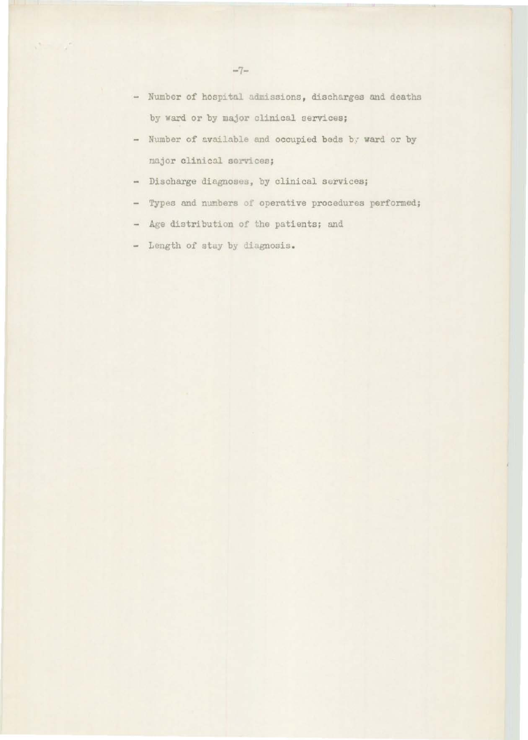- Number of hospital admissions, discharges and deaths by ward or by major clinical services;
- Number of available and occupied beds by ward or by major clinical services;
- Discharge diagnoses, by clinical services;
- Types and numbers of operative procedures performed;
- Age distribution of the patients; and
- Length of stay by diagnosis.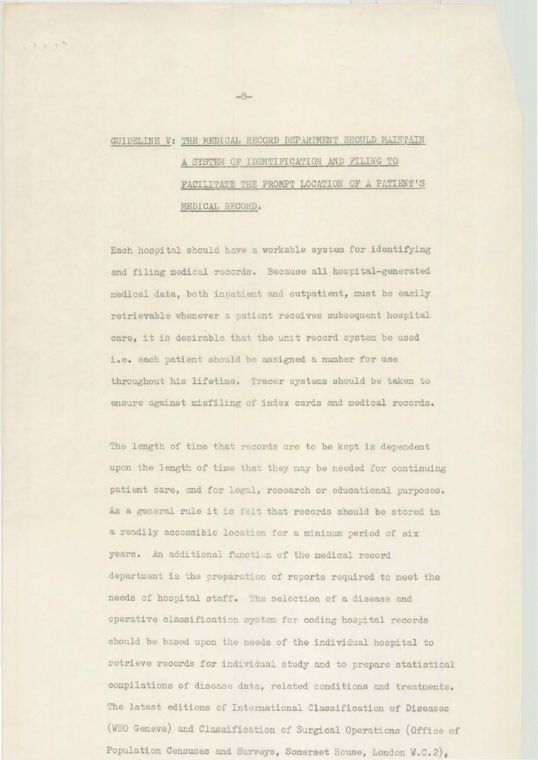GUIDELINE V: THE MEDICAL RECORD DEPARTMENT SHOULD MAINTAIN A SYSTEM OF IDENTIFICATION AND FILING TO FACILITATE THE PROMPT LOCATION OF A PATIENT'S MEDICAL RECORD.

Each hospital should have a workable system for identifying and filing medical records. Because all hospital-generated medical data, both inpatient and outpatient, must be easily retrievable whenever a patient receives subsequent hospital care, it is desirable that the unit record system be used i.e. each patient should be assigned a number for use throughout his lifetime. Tracer systems should be taken to ensure against misfiling of index cards and medical records.

The length of time that records are to be kept is dependent upon the length of time that they may be needed for continuing patient care, and for legal, research or educational purposes. As a general rule it is felt that records should be stored in a readily accessible location for a minimum period of six years. An additional function of the medical record department is the preparation of reports required to meet the needs of hospital staff. The selection of a disease and operative classification system for coding hospital records should be based upon the needs of the individual hospital to retrieve records for individual study and to prepare statistical compilations of disease data, related conditions and treatments. The latest editions of International Classification of Diseases (WHO Geneva) and Classification of Surgical Operations (Office of Population Censuses and Surveys, Somerset House, London W.C.2),